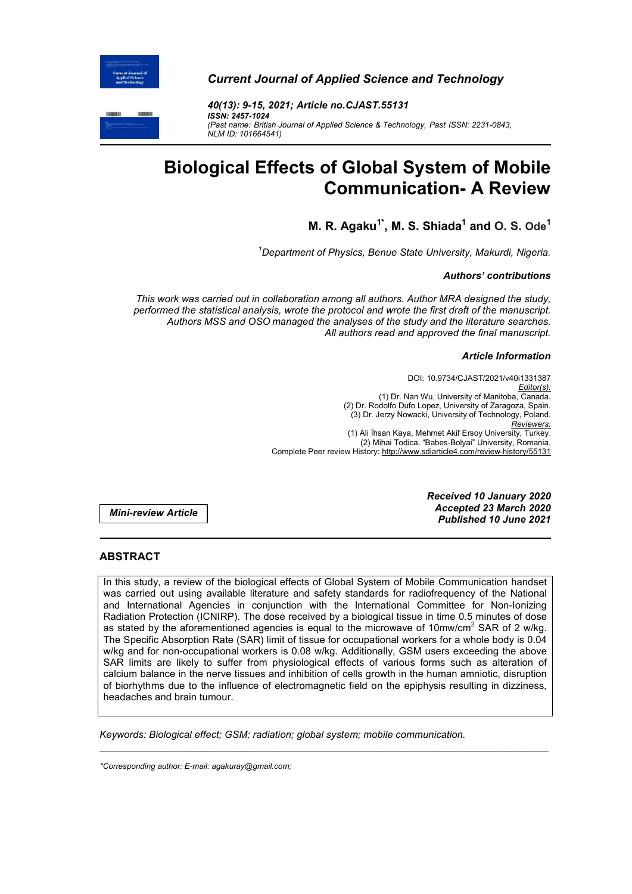*Current Journal of Applied Science and Technology*

***40(13): 9-15, 2021; Article no.CJAST.55131***
***ISSN: 2457-1024***
*(Past name: British Journal of Applied Science & Technology, Past ISSN: 2231-0843, NLM ID: 101664541)*

# Biological Effects of Global System of Mobile Communication- A Review

**M. R. Agaku[1*], M. S. Shiada[1] and O. S. Ode[1]**

*[1]Department of Physics, Benue State University, Makurdi, Nigeria.*

***Authors' contributions***

*This work was carried out in collaboration among all authors. Author MRA designed the study, performed the statistical analysis, wrote the protocol and wrote the first draft of the manuscript. Authors MSS and OSO managed the analyses of the study and the literature searches. All authors read and approved the final manuscript.*

***Article Information***

DOI: 10.9734/CJAST/2021/v40i1331387
*Editor(s):*
(1) Dr. Nan Wu, University of Manitoba, Canada.
(2) Dr. Rodolfo Dufo Lopez, University of Zaragoza, Spain.
(3) Dr. Jerzy Nowacki, University of Technology, Poland.
*Reviewers:*
(1) Ali İhsan Kaya, Mehmet Akif Ersoy University, Turkey.
(2) Mihai Todica, "Babes-Bolyai" University, Romania.
Complete Peer review History: http://www.sdiarticle4.com/review-history/55131

***Mini-review Article***

***Received 10 January 2020***
***Accepted 23 March 2020***
***Published 10 June 2021***

## ABSTRACT

In this study, a review of the biological effects of Global System of Mobile Communication handset was carried out using available literature and safety standards for radiofrequency of the National and International Agencies in conjunction with the International Committee for Non-Ionizing Radiation Protection (ICNIRP). The dose received by a biological tissue in time 0.5 minutes of dose as stated by the aforementioned agencies is equal to the microwave of 10mw/cm$^2$ SAR of 2 w/kg. The Specific Absorption Rate (SAR) limit of tissue for occupational workers for a whole body is 0.04 w/kg and for non-occupational workers is 0.08 w/kg. Additionally, GSM users exceeding the above SAR limits are likely to suffer from physiological effects of various forms such as alteration of calcium balance in the nerve tissues and inhibition of cells growth in the human amniotic, disruption of biorhythms due to the influence of electromagnetic field on the epiphysis resulting in dizziness, headaches and brain tumour.

*Keywords: Biological effect; GSM; radiation; global system; mobile communication.*

*\*Corresponding author: E-mail: agakuray@gmail.com;*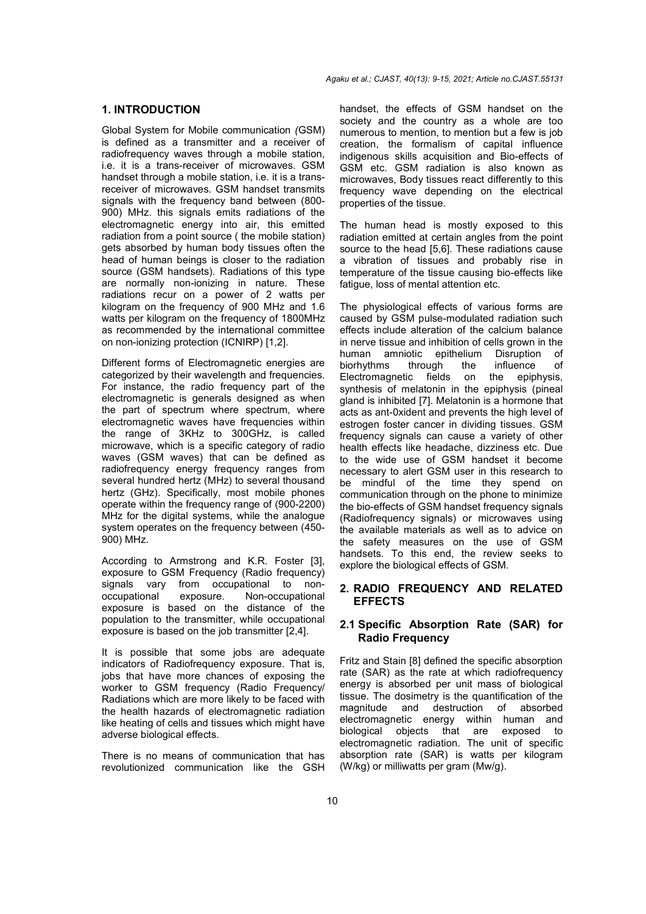## 1. INTRODUCTION

Global System for Mobile communication (GSM) is defined as a transmitter and a receiver of radiofrequency waves through a mobile station, i.e. it is a trans-receiver of microwaves. GSM handset through a mobile station, i.e. it is a trans-receiver of microwaves. GSM handset transmits signals with the frequency band between (800-900) MHz. this signals emits radiations of the electromagnetic energy into air, this emitted radiation from a point source ( the mobile station) gets absorbed by human body tissues often the head of human beings is closer to the radiation source (GSM handsets). Radiations of this type are normally non-ionizing in nature. These radiations recur on a power of 2 watts per kilogram on the frequency of 900 MHz and 1.6 watts per kilogram on the frequency of 1800MHz as recommended by the international committee on non-ionizing protection (ICNIRP) [1,2].

Different forms of Electromagnetic energies are categorized by their wavelength and frequencies. For instance, the radio frequency part of the electromagnetic is generals designed as when the part of spectrum where spectrum, where electromagnetic waves have frequencies within the range of 3KHz to 300GHz, is called microwave, which is a specific category of radio waves (GSM waves) that can be defined as radiofrequency energy frequency ranges from several hundred hertz (MHz) to several thousand hertz (GHz). Specifically, most mobile phones operate within the frequency range of (900-2200) MHz for the digital systems, while the analogue system operates on the frequency between (450-900) MHz.

According to Armstrong and K.R. Foster [3], exposure to GSM Frequency (Radio frequency) signals vary from occupational to non-occupational exposure. Non-occupational exposure is based on the distance of the population to the transmitter, while occupational exposure is based on the job transmitter [2,4].

It is possible that some jobs are adequate indicators of Radiofrequency exposure. That is, jobs that have more chances of exposing the worker to GSM frequency (Radio Frequency/ Radiations which are more likely to be faced with the health hazards of electromagnetic radiation like heating of cells and tissues which might have adverse biological effects.

There is no means of communication that has revolutionized communication like the GSH handset, the effects of GSM handset on the society and the country as a whole are too numerous to mention, to mention but a few is job creation, the formalism of capital influence indigenous skills acquisition and Bio-effects of GSM etc. GSM radiation is also known as microwaves, Body tissues react differently to this frequency wave depending on the electrical properties of the tissue.

The human head is mostly exposed to this radiation emitted at certain angles from the point source to the head [5,6]. These radiations cause a vibration of tissues and probably rise in temperature of the tissue causing bio-effects like fatigue, loss of mental attention etc.

The physiological effects of various forms are caused by GSM pulse-modulated radiation such effects include alteration of the calcium balance in nerve tissue and inhibition of cells grown in the human amniotic epithelium Disruption of biorhythms through the influence of Electromagnetic fields on the epiphysis, synthesis of melatonin in the epiphysis (pineal gland is inhibited [7]. Melatonin is a hormone that acts as ant-0xident and prevents the high level of estrogen foster cancer in dividing tissues. GSM frequency signals can cause a variety of other health effects like headache, dizziness etc. Due to the wide use of GSM handset it become necessary to alert GSM user in this research to be mindful of the time they spend on communication through on the phone to minimize the bio-effects of GSM handset frequency signals (Radiofrequency signals) or microwaves using the available materials as well as to advice on the safety measures on the use of GSM handsets. To this end, the review seeks to explore the biological effects of GSM.

## 2. RADIO FREQUENCY AND RELATED EFFECTS

### 2.1 Specific Absorption Rate (SAR) for Radio Frequency

Fritz and Stain [8] defined the specific absorption rate (SAR) as the rate at which radiofrequency energy is absorbed per unit mass of biological tissue. The dosimetry is the quantification of the magnitude and destruction of absorbed electromagnetic energy within human and biological objects that are exposed to electromagnetic radiation. The unit of specific absorption rate (SAR) is watts per kilogram (W/kg) or milliwatts per gram (Mw/g).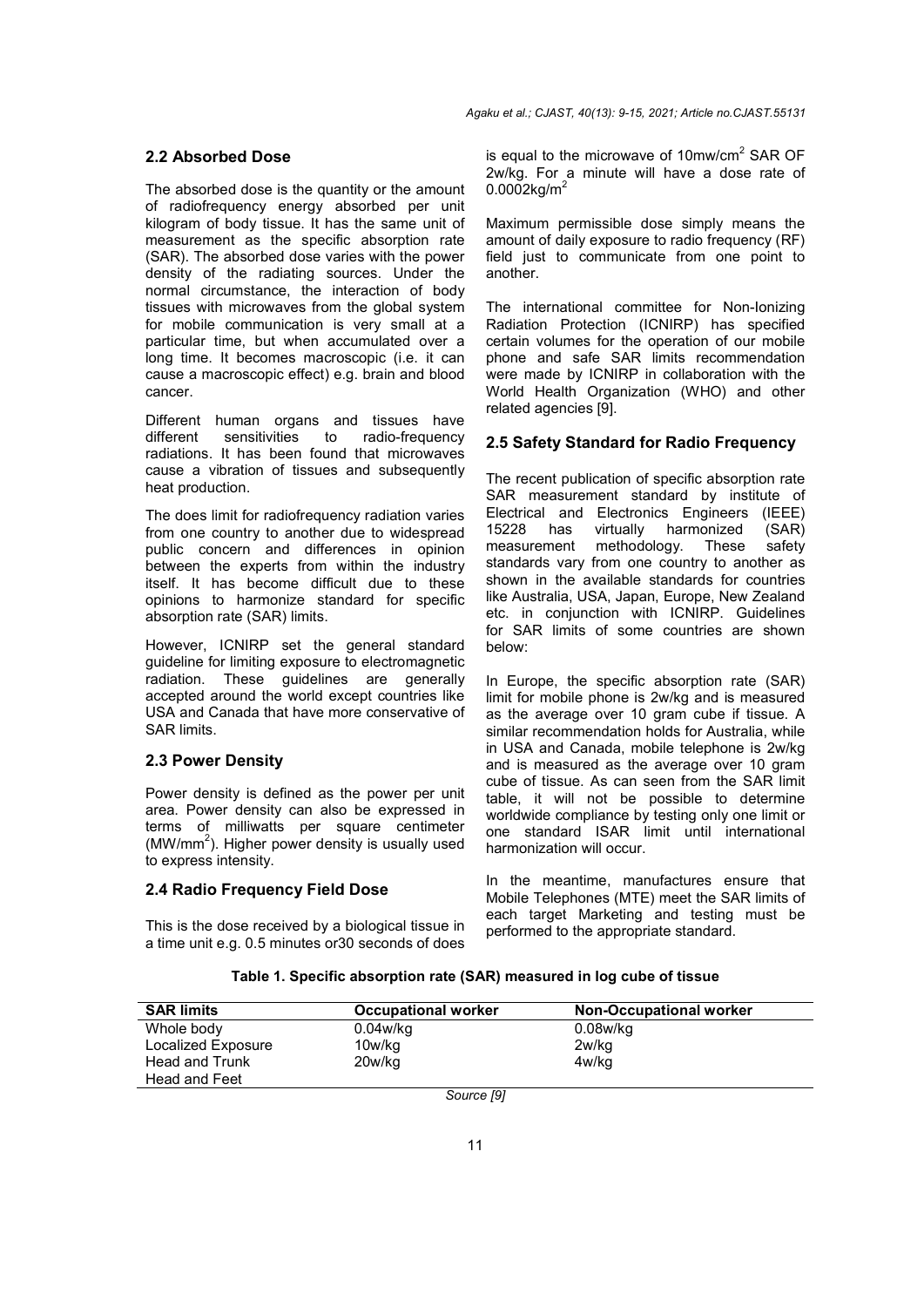## 2.2 Absorbed Dose

The absorbed dose is the quantity or the amount of radiofrequency energy absorbed per unit kilogram of body tissue. It has the same unit of measurement as the specific absorption rate (SAR). The absorbed dose varies with the power density of the radiating sources. Under the normal circumstance, the interaction of body tissues with microwaves from the global system for mobile communication is very small at a particular time, but when accumulated over a long time. It becomes macroscopic (i.e. it can cause a macroscopic effect) e.g. brain and blood cancer.

Different human organs and tissues have different sensitivities to radio-frequency radiations. It has been found that microwaves cause a vibration of tissues and subsequently heat production.

The does limit for radiofrequency radiation varies from one country to another due to widespread public concern and differences in opinion between the experts from within the industry itself. It has become difficult due to these opinions to harmonize standard for specific absorption rate (SAR) limits.

However, ICNIRP set the general standard guideline for limiting exposure to electromagnetic radiation. These guidelines are generally accepted around the world except countries like USA and Canada that have more conservative of SAR limits.

## 2.3 Power Density

Power density is defined as the power per unit area. Power density can also be expressed in terms of milliwatts per square centimeter ($MW/mm^2$). Higher power density is usually used to express intensity.

## 2.4 Radio Frequency Field Dose

This is the dose received by a biological tissue in a time unit e.g. 0.5 minutes or30 seconds of does is equal to the microwave of $10mw/cm^2$ SAR OF 2w/kg. For a minute will have a dose rate of $0.0002kg/m^2$

Maximum permissible dose simply means the amount of daily exposure to radio frequency (RF) field just to communicate from one point to another.

The international committee for Non-Ionizing Radiation Protection (ICNIRP) has specified certain volumes for the operation of our mobile phone and safe SAR limits recommendation were made by ICNIRP in collaboration with the World Health Organization (WHO) and other related agencies [9].

## 2.5 Safety Standard for Radio Frequency

The recent publication of specific absorption rate SAR measurement standard by institute of Electrical and Electronics Engineers (IEEE) 15228 has virtually harmonized (SAR) measurement methodology. These safety standards vary from one country to another as shown in the available standards for countries like Australia, USA, Japan, Europe, New Zealand etc. in conjunction with ICNIRP. Guidelines for SAR limits of some countries are shown below:

In Europe, the specific absorption rate (SAR) limit for mobile phone is 2w/kg and is measured as the average over 10 gram cube if tissue. A similar recommendation holds for Australia, while in USA and Canada, mobile telephone is 2w/kg and is measured as the average over 10 gram cube of tissue. As can seen from the SAR limit table, it will not be possible to determine worldwide compliance by testing only one limit or one standard ISAR limit until international harmonization will occur.

In the meantime, manufactures ensure that Mobile Telephones (MTE) meet the SAR limits of each target Marketing and testing must be performed to the appropriate standard.

**Table 1. Specific absorption rate (SAR) measured in log cube of tissue**

| SAR limits | Occupational worker | Non-Occupational worker |
|---|---|---|
| Whole body | 0.04w/kg | 0.08w/kg |
| Localized Exposure | 10w/kg | 2w/kg |
| Head and Trunk | 20w/kg | 4w/kg |
| Head and Feet | | |

*Source [9]*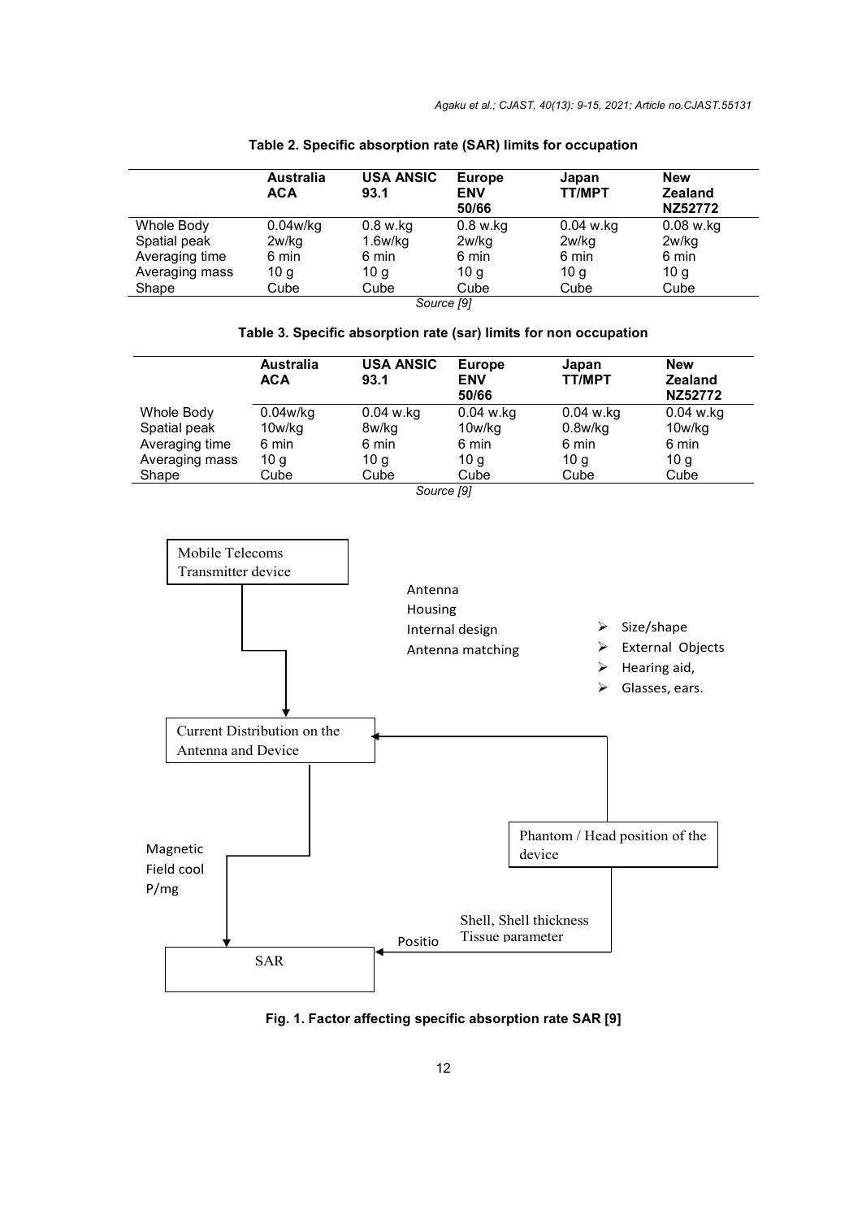**Table 2. Specific absorption rate (SAR) limits for occupation**

| | Australia ACA | USA ANSIC 93.1 | Europe ENV 50/66 | Japan TT/MPT | New Zealand NZ52772 |
|---|---|---|---|---|---|
| Whole Body | 0.04w/kg | 0.8 w.kg | 0.8 w.kg | 0.04 w.kg | 0.08 w.kg |
| Spatial peak | 2w/kg | 1.6w/kg | 2w/kg | 2w/kg | 2w/kg |
| Averaging time | 6 min | 6 min | 6 min | 6 min | 6 min |
| Averaging mass | 10 g | 10 g | 10 g | 10 g | 10 g |
| Shape | Cube | Cube | Cube | Cube | Cube |

*Source [9]*

**Table 3. Specific absorption rate (sar) limits for non occupation**

| | Australia ACA | USA ANSIC 93.1 | Europe ENV 50/66 | Japan TT/MPT | New Zealand NZ52772 |
|---|---|---|---|---|---|
| Whole Body | 0.04w/kg | 0.04 w.kg | 0.04 w.kg | 0.04 w.kg | 0.04 w.kg |
| Spatial peak | 10w/kg | 8w/kg | 10w/kg | 0.8w/kg | 10w/kg |
| Averaging time | 6 min | 6 min | 6 min | 6 min | 6 min |
| Averaging mass | 10 g | 10 g | 10 g | 10 g | 10 g |
| Shape | Cube | Cube | Cube | Cube | Cube |

*Source [9]*

Mobile Telecoms Transmitter device

Antenna
Housing
Internal design
Antenna matching

- Size/shape
- External Objects
- Hearing aid,
- Glasses, ears.

Current Distribution on the Antenna and Device

Phantom / Head position of the device

Magnetic
Field cool
P/mg

Shell, Shell thickness
Tissue parameter

Positio

SAR

**Fig. 1. Factor affecting specific absorption rate SAR [9]**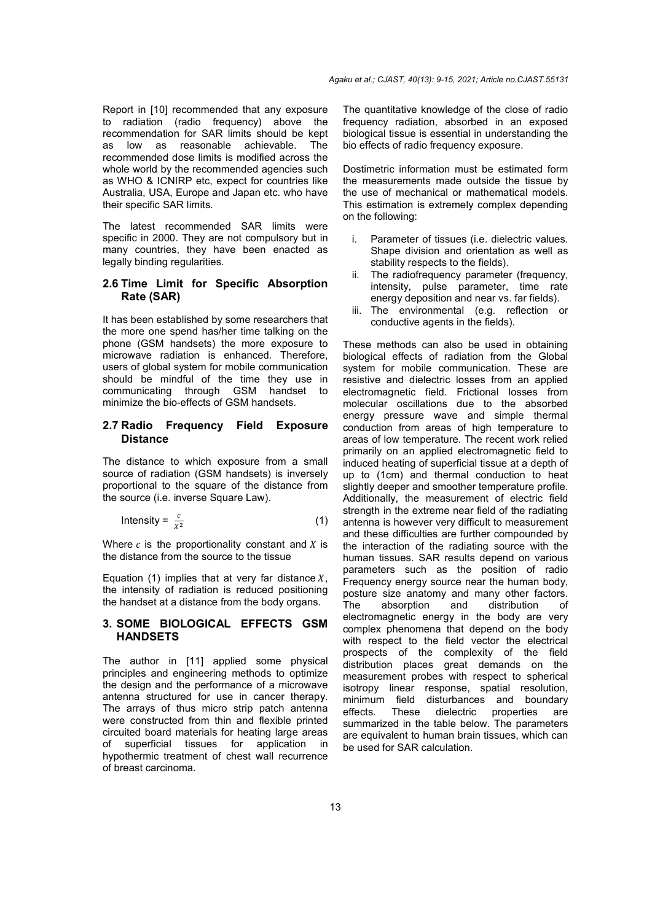Report in [10] recommended that any exposure to radiation (radio frequency) above the recommendation for SAR limits should be kept as low as reasonable achievable. The recommended dose limits is modified across the whole world by the recommended agencies such as WHO & ICNIRP etc, expect for countries like Australia, USA, Europe and Japan etc. who have their specific SAR limits.

The latest recommended SAR limits were specific in 2000. They are not compulsory but in many countries, they have been enacted as legally binding regularities.

## 2.6 Time Limit for Specific Absorption Rate (SAR)

It has been established by some researchers that the more one spend has/her time talking on the phone (GSM handsets) the more exposure to microwave radiation is enhanced. Therefore, users of global system for mobile communication should be mindful of the time they use in communicating through GSM handset to minimize the bio-effects of GSM handsets.

## 2.7 Radio Frequency Field Exposure Distance

The distance to which exposure from a small source of radiation (GSM handsets) is inversely proportional to the square of the distance from the source (i.e. inverse Square Law).

$$\text{Intensity} = \frac{c}{X^2} \quad (1)$$

Where $c$ is the proportionality constant and $X$ is the distance from the source to the tissue

Equation (1) implies that at very far distance $X$, the intensity of radiation is reduced positioning the handset at a distance from the body organs.

# 3. SOME BIOLOGICAL EFFECTS GSM HANDSETS

The author in [11] applied some physical principles and engineering methods to optimize the design and the performance of a microwave antenna structured for use in cancer therapy. The arrays of thus micro strip patch antenna were constructed from thin and flexible printed circuited board materials for heating large areas of superficial tissues for application in hypothermic treatment of chest wall recurrence of breast carcinoma.

The quantitative knowledge of the close of radio frequency radiation, absorbed in an exposed biological tissue is essential in understanding the bio effects of radio frequency exposure.

Dostimetric information must be estimated form the measurements made outside the tissue by the use of mechanical or mathematical models. This estimation is extremely complex depending on the following:

i. Parameter of tissues (i.e. dielectric values. Shape division and orientation as well as stability respects to the fields).
ii. The radiofrequency parameter (frequency, intensity, pulse parameter, time rate energy deposition and near vs. far fields).
iii. The environmental (e.g. reflection or conductive agents in the fields).

These methods can also be used in obtaining biological effects of radiation from the Global system for mobile communication. These are resistive and dielectric losses from an applied electromagnetic field. Frictional losses from molecular oscillations due to the absorbed energy pressure wave and simple thermal conduction from areas of high temperature to areas of low temperature. The recent work relied primarily on an applied electromagnetic field to induced heating of superficial tissue at a depth of up to (1cm) and thermal conduction to heat slightly deeper and smoother temperature profile. Additionally, the measurement of electric field strength in the extreme near field of the radiating antenna is however very difficult to measurement and these difficulties are further compounded by the interaction of the radiating source with the human tissues. SAR results depend on various parameters such as the position of radio Frequency energy source near the human body, posture size anatomy and many other factors. The absorption and distribution of electromagnetic energy in the body are very complex phenomena that depend on the body with respect to the field vector the electrical prospects of the complexity of the field distribution places great demands on the measurement probes with respect to spherical isotropy linear response, spatial resolution, minimum field disturbances and boundary effects. These dielectric properties are summarized in the table below. The parameters are equivalent to human brain tissues, which can be used for SAR calculation.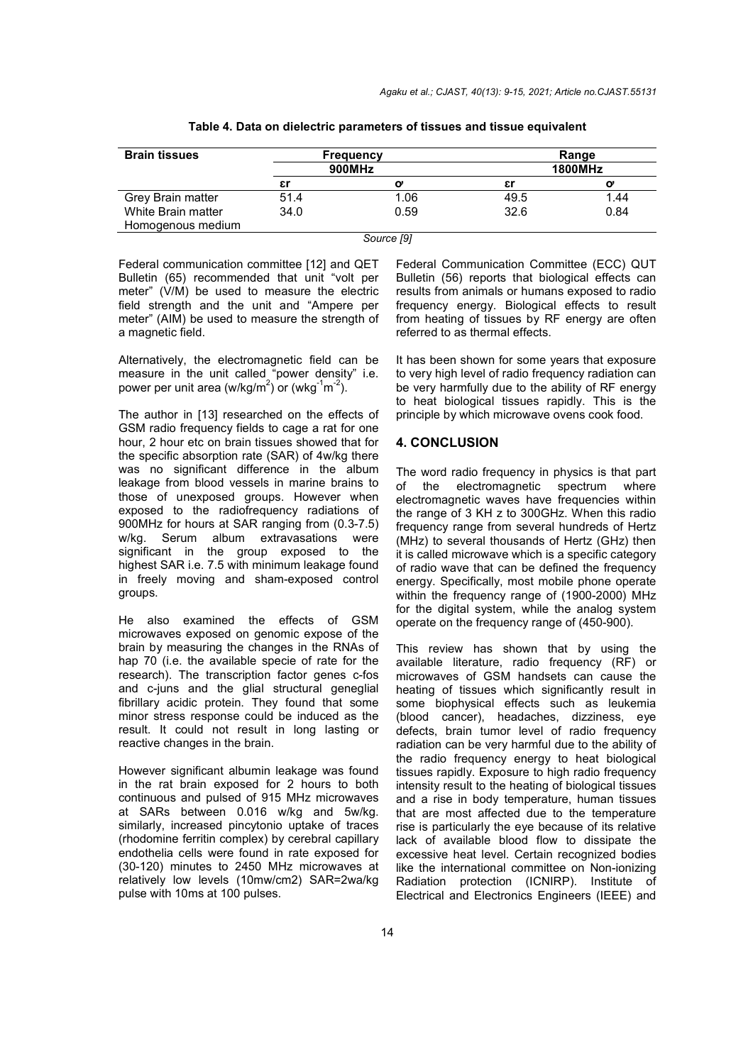**Table 4. Data on dielectric parameters of tissues and tissue equivalent**

| Brain tissues | Frequency | | Range | |
|---|---|---|---|---|
| | 900MHz | | 1800MHz | |
| | εr | σ | εr | σ |
| Grey Brain matter | 51.4 | 1.06 | 49.5 | 1.44 |
| White Brain matter | 34.0 | 0.59 | 32.6 | 0.84 |
| Homogenous medium | | | | |

*Source [9]*

Federal communication committee [12] and QET Bulletin (65) recommended that unit "volt per meter" (V/M) be used to measure the electric field strength and the unit and "Ampere per meter" (AIM) be used to measure the strength of a magnetic field.

Alternatively, the electromagnetic field can be measure in the unit called "power density" i.e. power per unit area (w/kg/m$^2$) or (wkg$^{-1}$m$^{-2}$).

The author in [13] researched on the effects of GSM radio frequency fields to cage a rat for one hour, 2 hour etc on brain tissues showed that for the specific absorption rate (SAR) of 4w/kg there was no significant difference in the album leakage from blood vessels in marine brains to those of unexposed groups. However when exposed to the radiofrequency radiations of 900MHz for hours at SAR ranging from (0.3-7.5) w/kg. Serum album extravasations were significant in the group exposed to the highest SAR i.e. 7.5 with minimum leakage found in freely moving and sham-exposed control groups.

He also examined the effects of GSM microwaves exposed on genomic expose of the brain by measuring the changes in the RNAs of hap 70 (i.e. the available specie of rate for the research). The transcription factor genes c-fos and c-juns and the glial structural geneglial fibrillary acidic protein. They found that some minor stress response could be induced as the result. It could not result in long lasting or reactive changes in the brain.

However significant albumin leakage was found in the rat brain exposed for 2 hours to both continuous and pulsed of 915 MHz microwaves at SARs between 0.016 w/kg and 5w/kg. similarly, increased pincytonio uptake of traces (rhodomine ferritin complex) by cerebral capillary endothelia cells were found in rate exposed for (30-120) minutes to 2450 MHz microwaves at relatively low levels (10mw/cm2) SAR=2wa/kg pulse with 10ms at 100 pulses.

Federal Communication Committee (ECC) QUT Bulletin (56) reports that biological effects can results from animals or humans exposed to radio frequency energy. Biological effects to result from heating of tissues by RF energy are often referred to as thermal effects.

It has been shown for some years that exposure to very high level of radio frequency radiation can be very harmfully due to the ability of RF energy to heat biological tissues rapidly. This is the principle by which microwave ovens cook food.

## 4. CONCLUSION

The word radio frequency in physics is that part of the electromagnetic spectrum where electromagnetic waves have frequencies within the range of 3 KH z to 300GHz. When this radio frequency range from several hundreds of Hertz (MHz) to several thousands of Hertz (GHz) then it is called microwave which is a specific category of radio wave that can be defined the frequency energy. Specifically, most mobile phone operate within the frequency range of (1900-2000) MHz for the digital system, while the analog system operate on the frequency range of (450-900).

This review has shown that by using the available literature, radio frequency (RF) or microwaves of GSM handsets can cause the heating of tissues which significantly result in some biophysical effects such as leukemia (blood cancer), headaches, dizziness, eye defects, brain tumor level of radio frequency radiation can be very harmful due to the ability of the radio frequency energy to heat biological tissues rapidly. Exposure to high radio frequency intensity result to the heating of biological tissues and a rise in body temperature, human tissues that are most affected due to the temperature rise is particularly the eye because of its relative lack of available blood flow to dissipate the excessive heat level. Certain recognized bodies like the international committee on Non-ionizing Radiation protection (ICNIRP). Institute of Electrical and Electronics Engineers (IEEE) and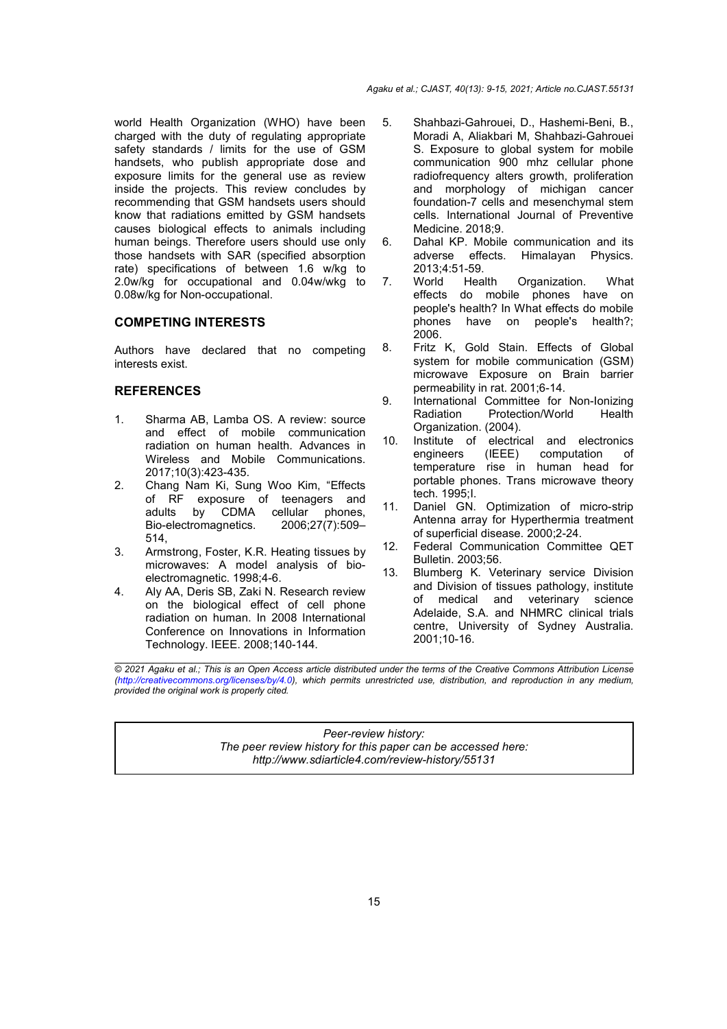world Health Organization (WHO) have been charged with the duty of regulating appropriate safety standards / limits for the use of GSM handsets, who publish appropriate dose and exposure limits for the general use as review inside the projects. This review concludes by recommending that GSM handsets users should know that radiations emitted by GSM handsets causes biological effects to animals including human beings. Therefore users should use only those handsets with SAR (specified absorption rate) specifications of between 1.6 w/kg to 2.0w/kg for occupational and 0.04w/wkg to 0.08w/kg for Non-occupational.

## COMPETING INTERESTS

Authors have declared that no competing interests exist.

## REFERENCES

1. Sharma AB, Lamba OS. A review: source and effect of mobile communication radiation on human health. Advances in Wireless and Mobile Communications. 2017;10(3):423-435.
2. Chang Nam Ki, Sung Woo Kim, "Effects of RF exposure of teenagers and adults by CDMA cellular phones, Bio-electromagnetics. 2006;27(7):509–514,
3. Armstrong, Foster, K.R. Heating tissues by microwaves: A model analysis of bio-electromagnetic. 1998;4-6.
4. Aly AA, Deris SB, Zaki N. Research review on the biological effect of cell phone radiation on human. In 2008 International Conference on Innovations in Information Technology. IEEE. 2008;140-144.
5. Shahbazi-Gahrouei, D., Hashemi-Beni, B., Moradi A, Aliakbari M, Shahbazi-Gahrouei S. Exposure to global system for mobile communication 900 mhz cellular phone radiofrequency alters growth, proliferation and morphology of michigan cancer foundation-7 cells and mesenchymal stem cells. International Journal of Preventive Medicine. 2018;9.
6. Dahal KP. Mobile communication and its adverse effects. Himalayan Physics. 2013;4:51-59.
7. World Health Organization. What effects do mobile phones have on people's health? In What effects do mobile phones have on people's health?; 2006.
8. Fritz K, Gold Stain. Effects of Global system for mobile communication (GSM) microwave Exposure on Brain barrier permeability in rat. 2001;6-14.
9. International Committee for Non-Ionizing Radiation Protection/World Health Organization. (2004).
10. Institute of electrical and electronics engineers (IEEE) computation of temperature rise in human head for portable phones. Trans microwave theory tech. 1995;I.
11. Daniel GN. Optimization of micro-strip Antenna array for Hyperthermia treatment of superficial disease. 2000;2-24.
12. Federal Communication Committee QET Bulletin. 2003;56.
13. Blumberg K. Veterinary service Division and Division of tissues pathology, institute of medical and veterinary science Adelaide, S.A. and NHMRC clinical trials centre, University of Sydney Australia. 2001;10-16.

---

*© 2021 Agaku et al.; This is an Open Access article distributed under the terms of the Creative Commons Attribution License (http://creativecommons.org/licenses/by/4.0), which permits unrestricted use, distribution, and reproduction in any medium, provided the original work is properly cited.*

*Peer-review history:*
*The peer review history for this paper can be accessed here:*
*http://www.sdiarticle4.com/review-history/55131*